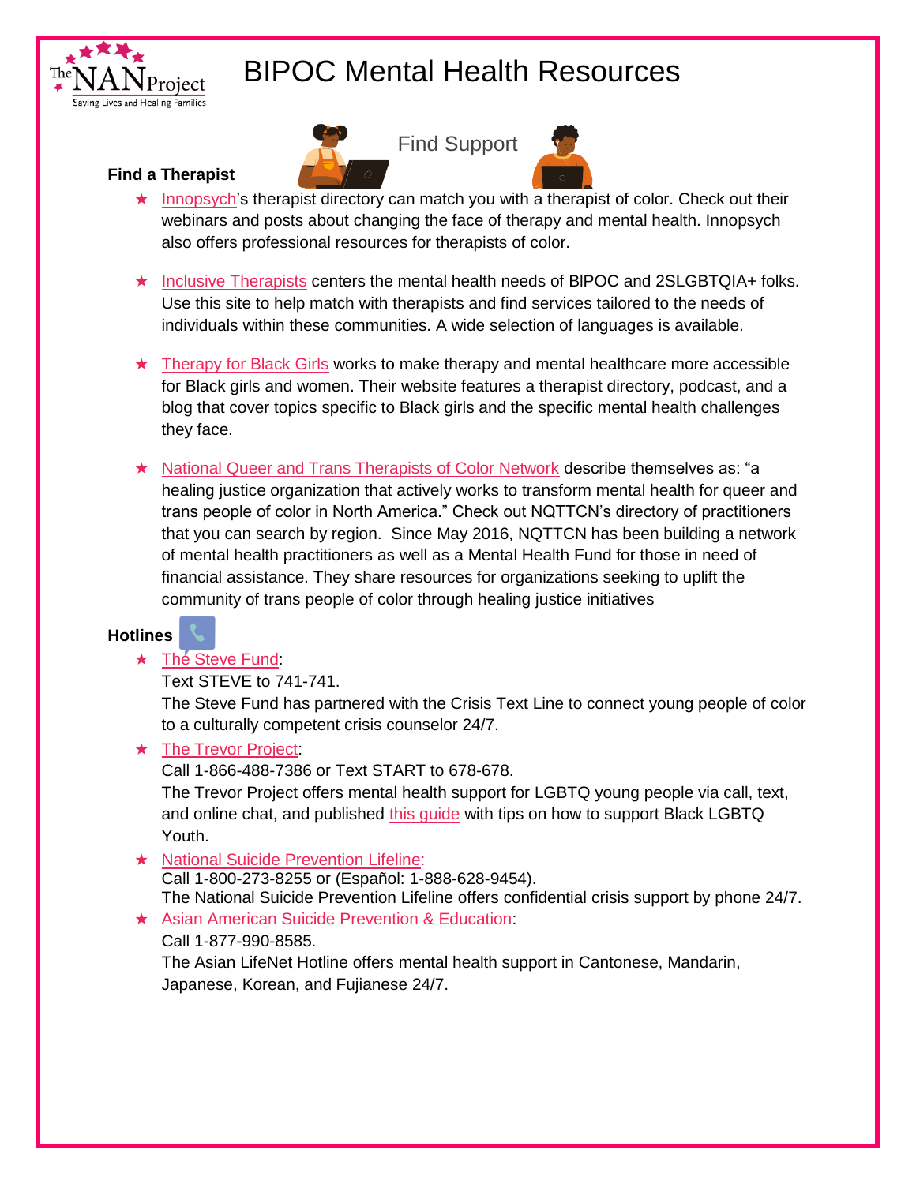# BIPOC Mental Health Resources

## Find Support

### Find a Therapist

- Innopsych's therapist directory can match you with a therapist of color. Check out their webinars and posts about changing the face of therapy and mental health. Innopsych also offers professional resources for therapists of color.

- Inclusive Therapists centers the mental health needs of BIPOC and 2SLGBTQIA+ folks. Use this site to help match with therapists and find services tailored to the needs of individuals within these communities. A wide selection of languages is available.

- Therapy for Black Girls works to make therapy and mental healthcare more accessible for Black girls and women. Their website features a therapist directory, podcast, and a blog that cover topics specific to Black girls and the specific mental health challenges they face.

- National Queer and Trans Therapists of Color Network describe themselves as: "a healing justice organization that actively works to transform mental health for queer and trans people of color in North America." Check out NQTTCN's directory of practitioners that you can search by region. Since May 2016, NQTTCN has been building a network of mental health practitioners as well as a Mental Health Fund for those in need of financial assistance. They share resources for organizations seeking to uplift the community of trans people of color through healing justice initiatives

### Hotlines

- The Steve Fund:
  Text STEVE to 741-741.
  The Steve Fund has partnered with the Crisis Text Line to connect young people of color to a culturally competent crisis counselor 24/7.
- The Trevor Project:
  Call 1-866-488-7386 or Text START to 678-678.
  The Trevor Project offers mental health support for LGBTQ young people via call, text, and online chat, and published this guide with tips on how to support Black LGBTQ Youth.
- National Suicide Prevention Lifeline:
  Call 1-800-273-8255 or (Español: 1-888-628-9454).
  The National Suicide Prevention Lifeline offers confidential crisis support by phone 24/7.
- Asian American Suicide Prevention & Education:
  Call 1-877-990-8585.
  The Asian LifeNet Hotline offers mental health support in Cantonese, Mandarin, Japanese, Korean, and Fujianese 24/7.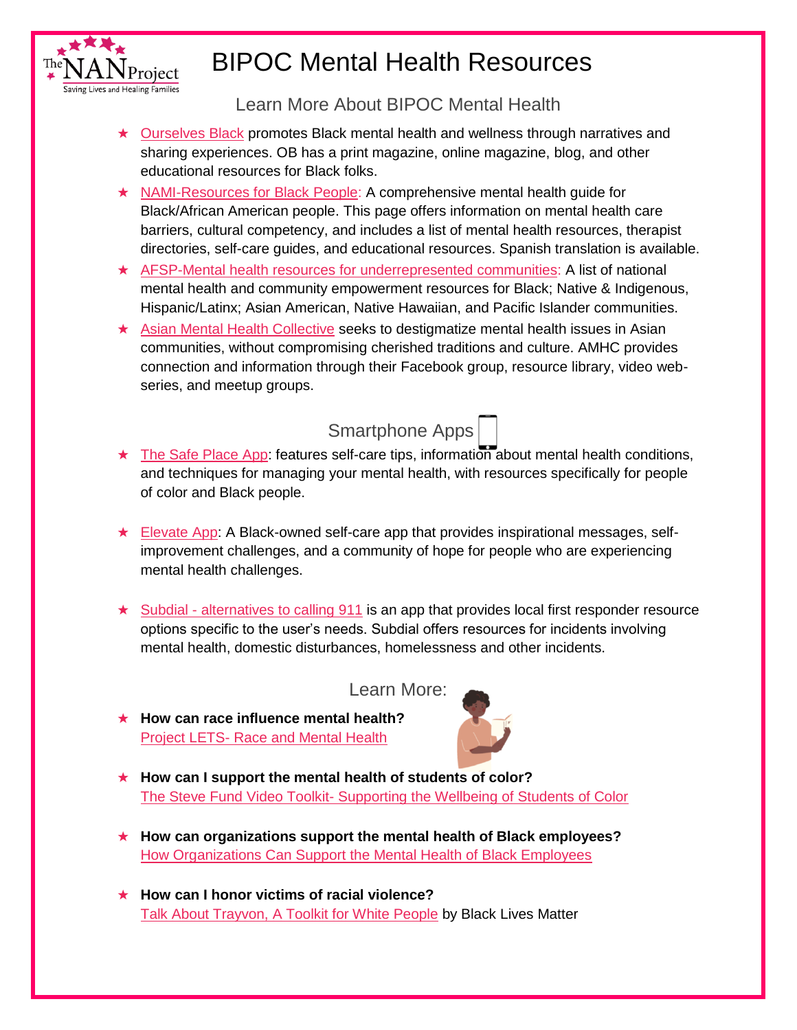# BIPOC Mental Health Resources

## Learn More About BIPOC Mental Health

- Ourselves Black promotes Black mental health and wellness through narratives and sharing experiences. OB has a print magazine, online magazine, blog, and other educational resources for Black folks.
- NAMI-Resources for Black People: A comprehensive mental health guide for Black/African American people. This page offers information on mental health care barriers, cultural competency, and includes a list of mental health resources, therapist directories, self-care guides, and educational resources. Spanish translation is available.
- AFSP-Mental health resources for underrepresented communities: A list of national mental health and community empowerment resources for Black; Native & Indigenous, Hispanic/Latinx; Asian American, Native Hawaiian, and Pacific Islander communities.
- Asian Mental Health Collective seeks to destigmatize mental health issues in Asian communities, without compromising cherished traditions and culture. AMHC provides connection and information through their Facebook group, resource library, video web-series, and meetup groups.

## Smartphone Apps

- The Safe Place App: features self-care tips, information about mental health conditions, and techniques for managing your mental health, with resources specifically for people of color and Black people.
- Elevate App: A Black-owned self-care app that provides inspirational messages, self-improvement challenges, and a community of hope for people who are experiencing mental health challenges.
- Subdial - alternatives to calling 911 is an app that provides local first responder resource options specific to the user's needs. Subdial offers resources for incidents involving mental health, domestic disturbances, homelessness and other incidents.

## Learn More:

- **How can race influence mental health?**
  Project LETS- Race and Mental Health
- **How can I support the mental health of students of color?**
  The Steve Fund Video Toolkit- Supporting the Wellbeing of Students of Color
- **How can organizations support the mental health of Black employees?**
  How Organizations Can Support the Mental Health of Black Employees
- **How can I honor victims of racial violence?**
  Talk About Trayvon, A Toolkit for White People by Black Lives Matter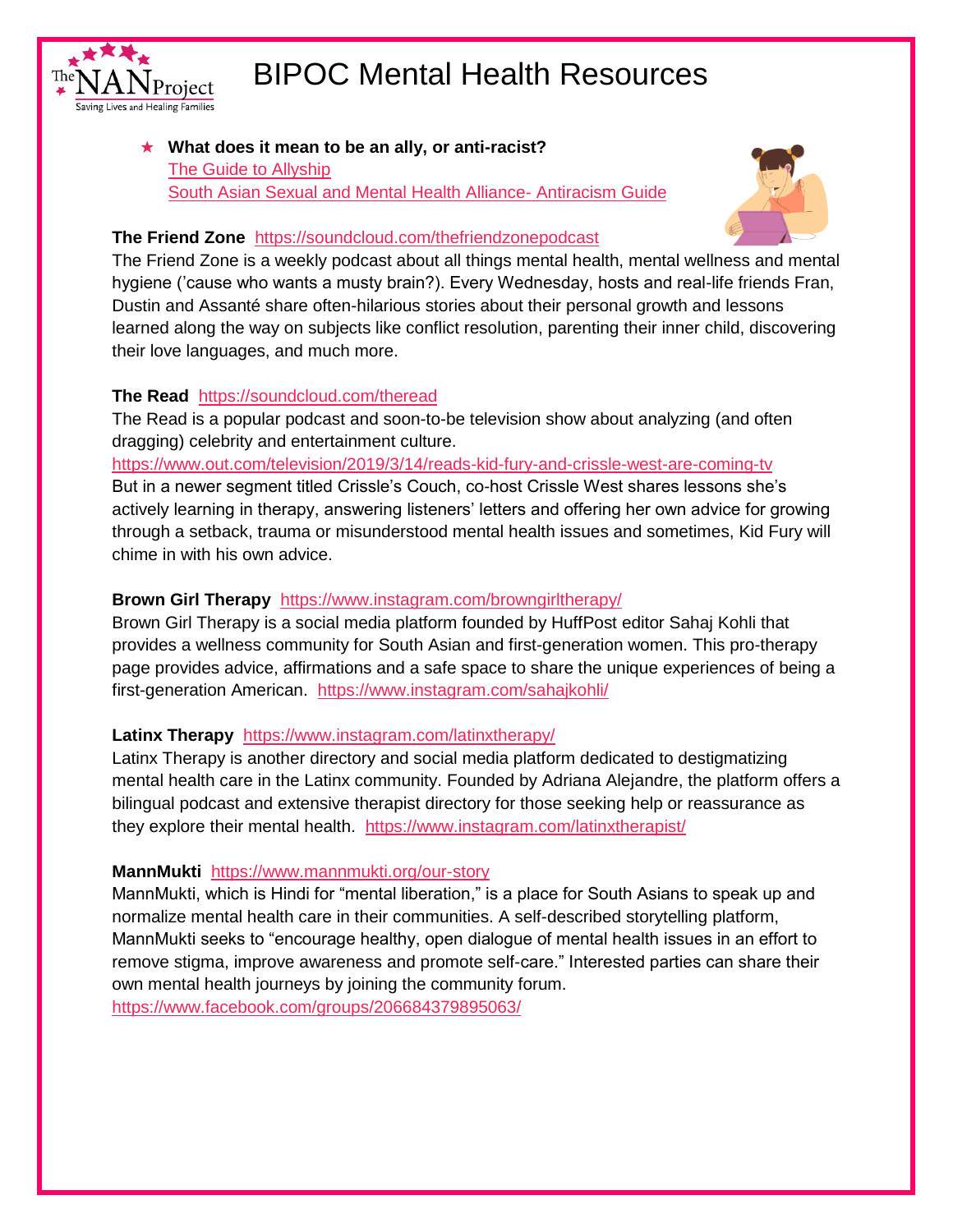# BIPOC Mental Health Resources

- **What does it mean to be an ally, or anti-racist?**
  The Guide to Allyship
  South Asian Sexual and Mental Health Alliance- Antiracism Guide

**The Friend Zone** https://soundcloud.com/thefriendzonepodcast
The Friend Zone is a weekly podcast about all things mental health, mental wellness and mental hygiene ('cause who wants a musty brain?). Every Wednesday, hosts and real-life friends Fran, Dustin and Assanté share often-hilarious stories about their personal growth and lessons learned along the way on subjects like conflict resolution, parenting their inner child, discovering their love languages, and much more.

**The Read** https://soundcloud.com/theread
The Read is a popular podcast and soon-to-be television show about analyzing (and often dragging) celebrity and entertainment culture.
https://www.out.com/television/2019/3/14/reads-kid-fury-and-crissle-west-are-coming-tv
But in a newer segment titled Crissle's Couch, co-host Crissle West shares lessons she's actively learning in therapy, answering listeners' letters and offering her own advice for growing through a setback, trauma or misunderstood mental health issues and sometimes, Kid Fury will chime in with his own advice.

**Brown Girl Therapy** https://www.instagram.com/browngirltherapy/
Brown Girl Therapy is a social media platform founded by HuffPost editor Sahaj Kohli that provides a wellness community for South Asian and first-generation women. This pro-therapy page provides advice, affirmations and a safe space to share the unique experiences of being a first-generation American. https://www.instagram.com/sahajkohli/

**Latinx Therapy** https://www.instagram.com/latinxtherapy/
Latinx Therapy is another directory and social media platform dedicated to destigmatizing mental health care in the Latinx community. Founded by Adriana Alejandre, the platform offers a bilingual podcast and extensive therapist directory for those seeking help or reassurance as they explore their mental health. https://www.instagram.com/latinxtherapist/

**MannMukti** https://www.mannmukti.org/our-story
MannMukti, which is Hindi for "mental liberation," is a place for South Asians to speak up and normalize mental health care in their communities. A self-described storytelling platform, MannMukti seeks to "encourage healthy, open dialogue of mental health issues in an effort to remove stigma, improve awareness and promote self-care." Interested parties can share their own mental health journeys by joining the community forum.
https://www.facebook.com/groups/206684379895063/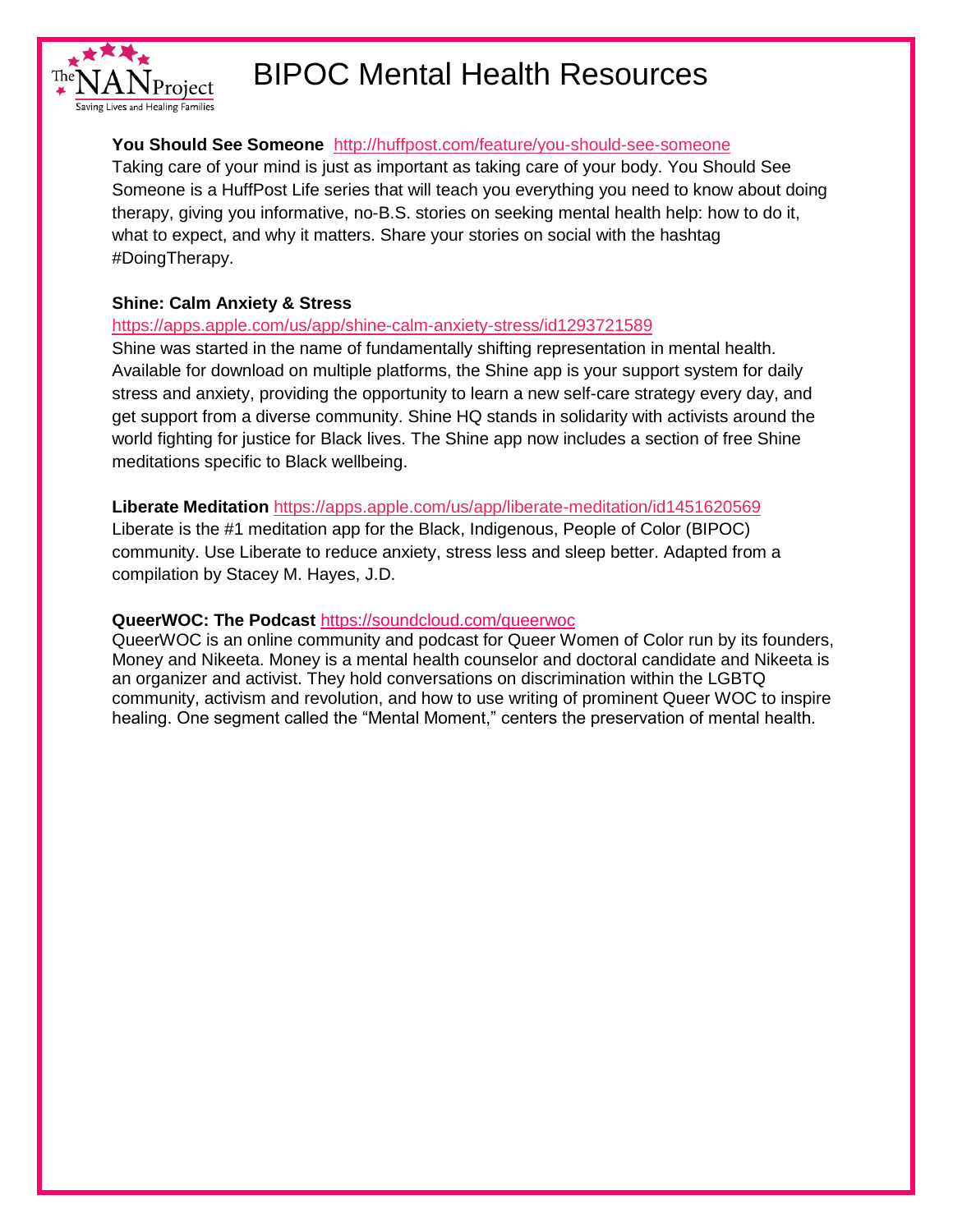# BIPOC Mental Health Resources

**You Should See Someone** http://huffpost.com/feature/you-should-see-someone
Taking care of your mind is just as important as taking care of your body. You Should See Someone is a HuffPost Life series that will teach you everything you need to know about doing therapy, giving you informative, no-B.S. stories on seeking mental health help: how to do it, what to expect, and why it matters. Share your stories on social with the hashtag #DoingTherapy.

**Shine: Calm Anxiety & Stress**
https://apps.apple.com/us/app/shine-calm-anxiety-stress/id1293721589
Shine was started in the name of fundamentally shifting representation in mental health. Available for download on multiple platforms, the Shine app is your support system for daily stress and anxiety, providing the opportunity to learn a new self-care strategy every day, and get support from a diverse community. Shine HQ stands in solidarity with activists around the world fighting for justice for Black lives. The Shine app now includes a section of free Shine meditations specific to Black wellbeing.

**Liberate Meditation** https://apps.apple.com/us/app/liberate-meditation/id1451620569
Liberate is the #1 meditation app for the Black, Indigenous, People of Color (BIPOC) community. Use Liberate to reduce anxiety, stress less and sleep better. Adapted from a compilation by Stacey M. Hayes, J.D.

**QueerWOC: The Podcast** https://soundcloud.com/queerwoc
QueerWOC is an online community and podcast for Queer Women of Color run by its founders, Money and Nikeeta. Money is a mental health counselor and doctoral candidate and Nikeeta is an organizer and activist. They hold conversations on discrimination within the LGBTQ community, activism and revolution, and how to use writing of prominent Queer WOC to inspire healing. One segment called the "Mental Moment," centers the preservation of mental health.